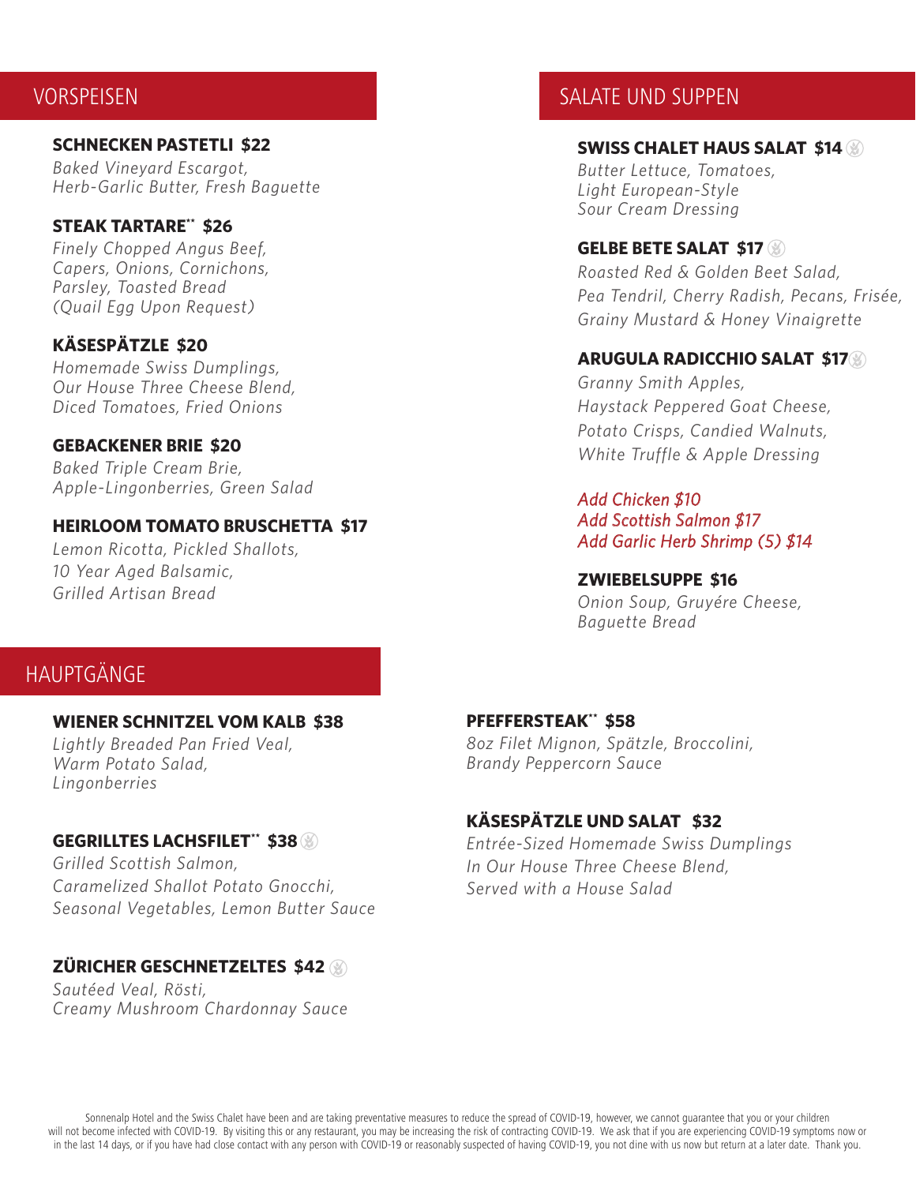## VORSPEISEN

**SCHNECKEN PASTETLI $22**
*Baked Vineyard Escargot, Herb-Garlic Butter, Fresh Baguette*

**STEAK TARTARE\*\* $26**
*Finely Chopped Angus Beef, Capers, Onions, Cornichons, Parsley, Toasted Bread (Quail Egg Upon Request)*

**KÄSESPÄTZLE $20**
*Homemade Swiss Dumplings, Our House Three Cheese Blend, Diced Tomatoes, Fried Onions*

**GEBACKENER BRIE $20**
*Baked Triple Cream Brie, Apple-Lingonberries, Green Salad*

**HEIRLOOM TOMATO BRUSCHETTA $17**
*Lemon Ricotta, Pickled Shallots, 10 Year Aged Balsamic, Grilled Artisan Bread*

## SALATE UND SUPPEN

**SWISS CHALET HAUS SALAT $14**
*Butter Lettuce, Tomatoes, Light European-Style Sour Cream Dressing*

**GELBE BETE SALAT $17**
*Roasted Red & Golden Beet Salad, Pea Tendril, Cherry Radish, Pecans, Frisée, Grainy Mustard & Honey Vinaigrette*

**ARUGULA RADICCHIO SALAT $17**
*Granny Smith Apples, Haystack Peppered Goat Cheese, Potato Crisps, Candied Walnuts, White Truffle & Apple Dressing*

*Add Chicken $10*
*Add Scottish Salmon $17*
*Add Garlic Herb Shrimp (5) $14*

**ZWIEBELSUPPE $16**
*Onion Soup, Gruyére Cheese, Baguette Bread*

## HAUPTGÄNGE

**WIENER SCHNITZEL VOM KALB $38**
*Lightly Breaded Pan Fried Veal, Warm Potato Salad, Lingonberries*

**GEGRILLTES LACHSFILET\*\* $38**
*Grilled Scottish Salmon, Caramelized Shallot Potato Gnocchi, Seasonal Vegetables, Lemon Butter Sauce*

**ZÜRICHER GESCHNETZELTES $42**
*Sautéed Veal, Rösti, Creamy Mushroom Chardonnay Sauce*

**PFEFFERSTEAK\*\* $58**
*8oz Filet Mignon, Spätzle, Broccolini, Brandy Peppercorn Sauce*

**KÄSESPÄTZLE UND SALAT $32**
*Entrée-Sized Homemade Swiss Dumplings In Our House Three Cheese Blend, Served with a House Salad*

Sonnenalp Hotel and the Swiss Chalet have been and are taking preventative measures to reduce the spread of COVID-19, however, we cannot guarantee that you or your children will not become infected with COVID-19. By visiting this or any restaurant, you may be increasing the risk of contracting COVID-19. We ask that if you are experiencing COVID-19 symptoms now or in the last 14 days, or if you have had close contact with any person with COVID-19 or reasonably suspected of having COVID-19, you not dine with us now but return at a later date. Thank you.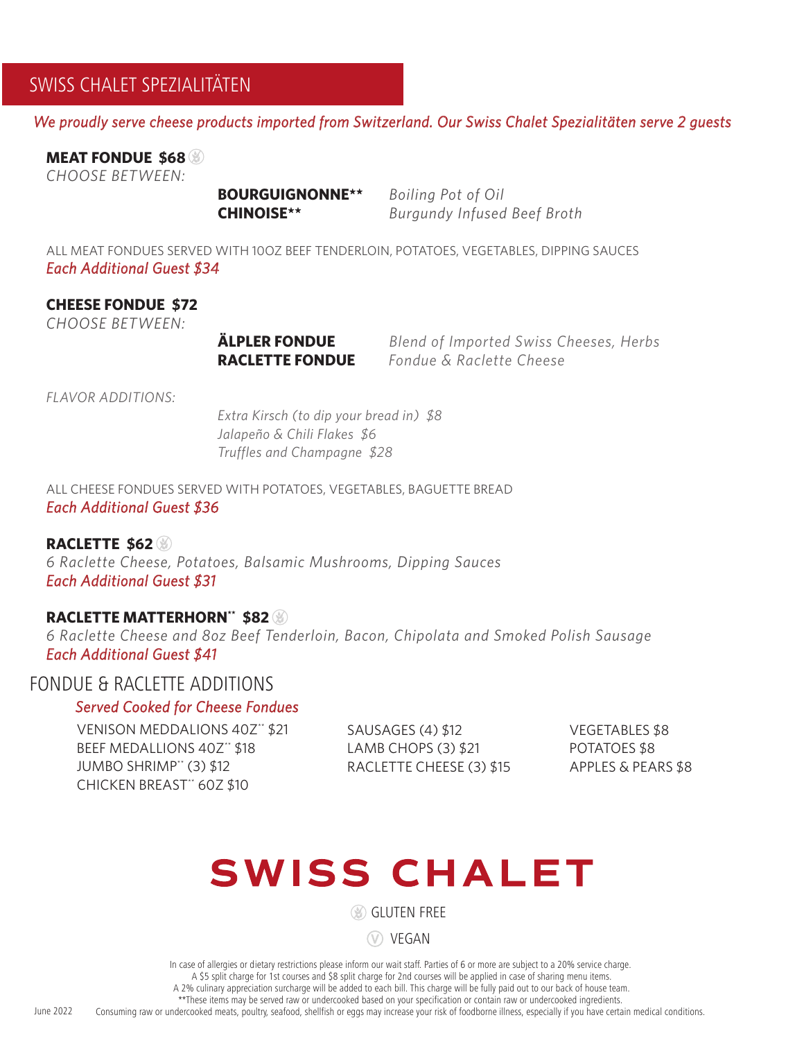## SWISS CHALET SPEZIALITÄTEN

*We proudly serve cheese products imported from Switzerland. Our Swiss Chalet Spezialitäten serve 2 guests*

**MEAT FONDUE $68** (Gluten Free)

*CHOOSE BETWEEN:*

| | |
|---|---|
| **BOURGUIGNONNE**** | *Boiling Pot of Oil* |
| **CHINOISE**** | *Burgundy Infused Beef Broth* |

ALL MEAT FONDUES SERVED WITH 10OZ BEEF TENDERLOIN, POTATOES, VEGETABLES, DIPPING SAUCES

*Each Additional Guest $34*

**CHEESE FONDUE $72**

*CHOOSE BETWEEN:*

| | |
|---|---|
| **ÄLPLER FONDUE** | *Blend of Imported Swiss Cheeses, Herbs* |
| **RACLETTE FONDUE** | *Fondue & Raclette Cheese* |

*FLAVOR ADDITIONS:*

*Extra Kirsch (to dip your bread in) $8*
*Jalapeño & Chili Flakes $6*
*Truffles and Champagne $28*

ALL CHEESE FONDUES SERVED WITH POTATOES, VEGETABLES, BAGUETTE BREAD

*Each Additional Guest $36*

**RACLETTE $62** (Gluten Free)

*6 Raclette Cheese, Potatoes, Balsamic Mushrooms, Dipping Sauces*

*Each Additional Guest $31*

**RACLETTE MATTERHORN** $82** (Gluten Free)

*6 Raclette Cheese and 8oz Beef Tenderloin, Bacon, Chipolata and Smoked Polish Sausage*

*Each Additional Guest $41*

## FONDUE & RACLETTE ADDITIONS

*Served Cooked for Cheese Fondues*

VENISON MEDDALIONS 4OZ** $21
BEEF MEDALLIONS 4OZ** $18
JUMBO SHRIMP** (3) $12
CHICKEN BREAST** 6OZ $10

SAUSAGES (4) $12
LAMB CHOPS (3) $21
RACLETTE CHEESE (3) $15

VEGETABLES $8
POTATOES $8
APPLES & PEARS $8

# SWISS CHALET

(Gluten Free symbol) GLUTEN FREE

(V) VEGAN

In case of allergies or dietary restrictions please inform our wait staff. Parties of 6 or more are subject to a 20% service charge.
A $5 split charge for 1st courses and $8 split charge for 2nd courses will be applied in case of sharing menu items.
A 2% culinary appreciation surcharge will be added to each bill. This charge will be fully paid out to our back of house team.
**These items may be served raw or undercooked based on your specification or contain raw or undercooked ingredients.
Consuming raw or undercooked meats, poultry, seafood, shellfish or eggs may increase your risk of foodborne illness, especially if you have certain medical conditions.

June 2022